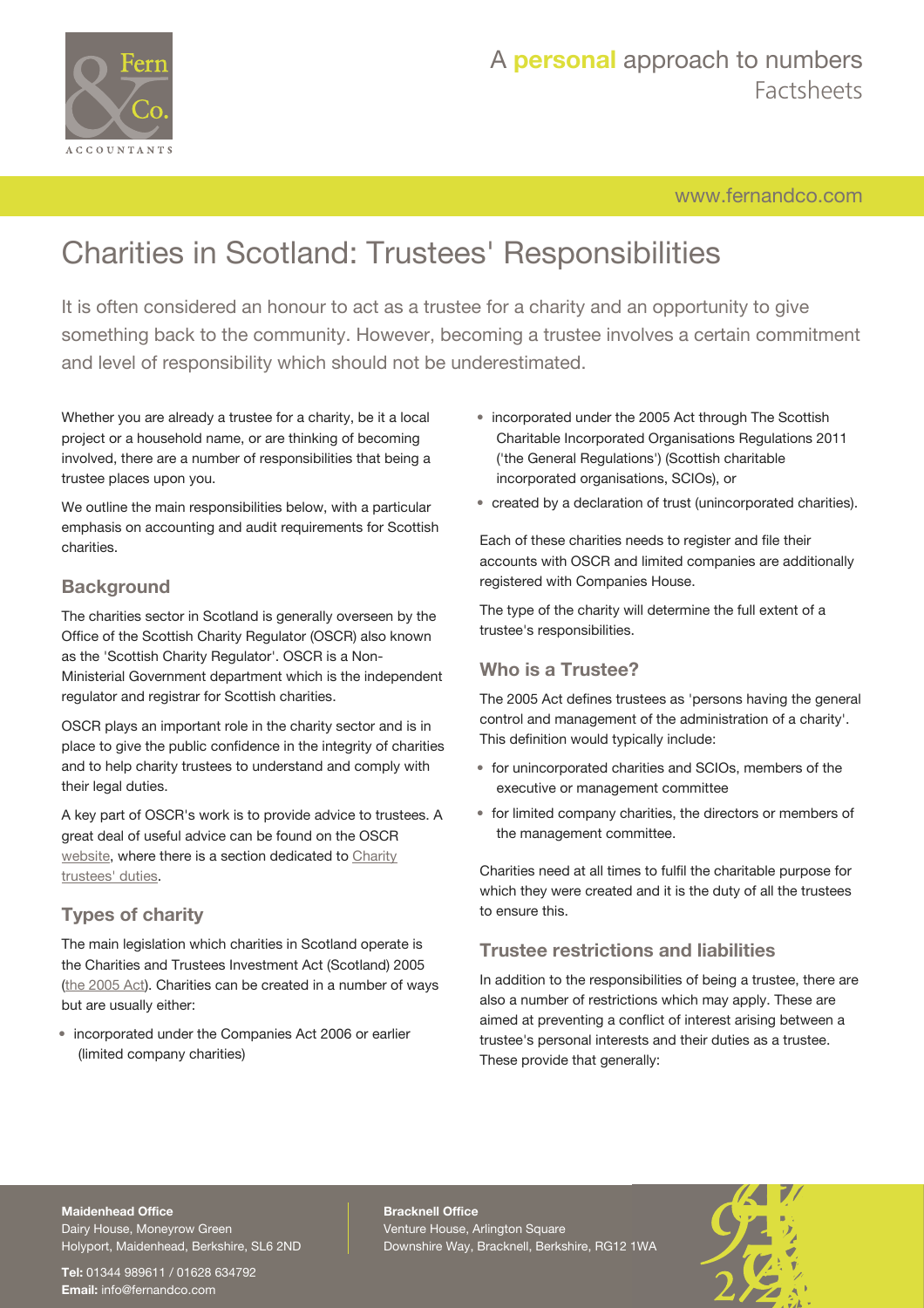# Charities in Scotland: Trustees' Responsibilities

It is often considered an honour to act as a trustee for a charity and an opportunity to give something back to the community. However, becoming a trustee involves a certain commitment and level of responsibility which should not be underestimated.

Whether you are already a trustee for a charity, be it a local project or a household name, or are thinking of becoming involved, there are a number of responsibilities that being a trustee places upon you.

We outline the main responsibilities below, with a particular emphasis on accounting and audit requirements for Scottish charities.

## Background

The charities sector in Scotland is generally overseen by the Office of the Scottish Charity Regulator (OSCR) also known as the 'Scottish Charity Regulator'. OSCR is a Non-Ministerial Government department which is the independent regulator and registrar for Scottish charities.

OSCR plays an important role in the charity sector and is in place to give the public confidence in the integrity of charities and to help charity trustees to understand and comply with their legal duties.

A key part of OSCR's work is to provide advice to trustees. A great deal of useful advice can be found on the OSCR website, where there is a section dedicated to Charity trustees' duties.

## Types of charity

The main legislation which charities in Scotland operate is the Charities and Trustees Investment Act (Scotland) 2005 (the 2005 Act). Charities can be created in a number of ways but are usually either:

- incorporated under the Companies Act 2006 or earlier (limited company charities)
- incorporated under the 2005 Act through The Scottish Charitable Incorporated Organisations Regulations 2011 ('the General Regulations') (Scottish charitable incorporated organisations, SCIOs), or
- created by a declaration of trust (unincorporated charities).

Each of these charities needs to register and file their accounts with OSCR and limited companies are additionally registered with Companies House.

The type of the charity will determine the full extent of a trustee's responsibilities.

## Who is a Trustee?

The 2005 Act defines trustees as 'persons having the general control and management of the administration of a charity'. This definition would typically include:

- for unincorporated charities and SCIOs, members of the executive or management committee
- for limited company charities, the directors or members of the management committee.

Charities need at all times to fulfil the charitable purpose for which they were created and it is the duty of all the trustees to ensure this.

## Trustee restrictions and liabilities

In addition to the responsibilities of being a trustee, there are also a number of restrictions which may apply. These are aimed at preventing a conflict of interest arising between a trustee's personal interests and their duties as a trustee. These provide that generally: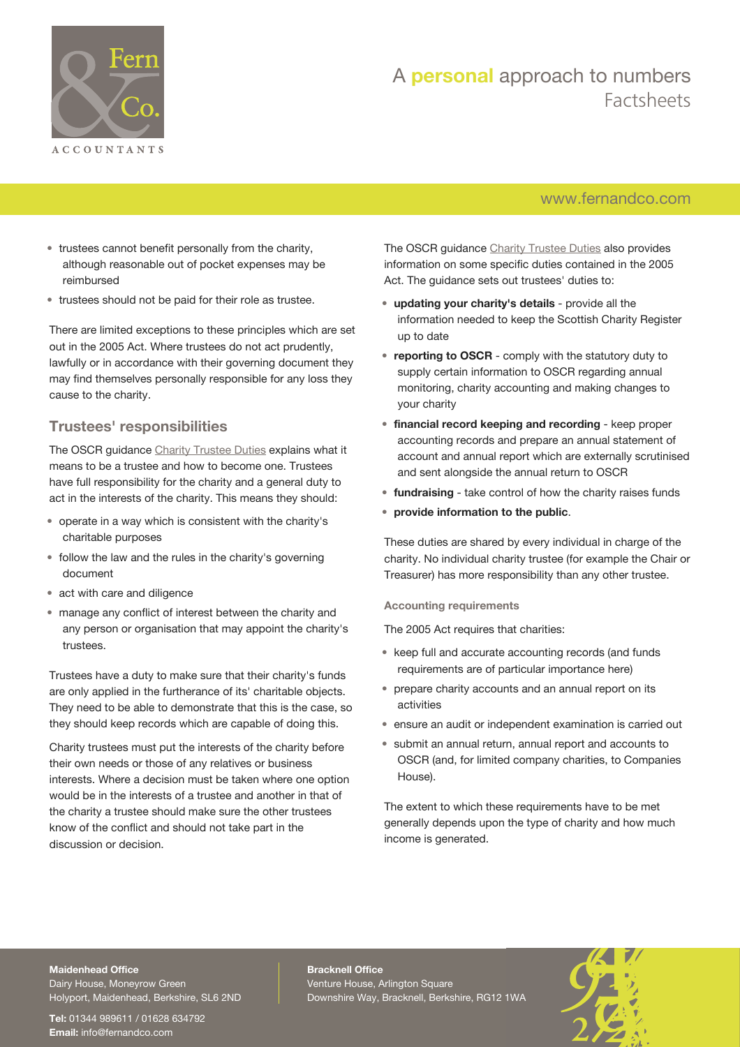- trustees cannot benefit personally from the charity, although reasonable out of pocket expenses may be reimbursed
- trustees should not be paid for their role as trustee.

There are limited exceptions to these principles which are set out in the 2005 Act. Where trustees do not act prudently, lawfully or in accordance with their governing document they may find themselves personally responsible for any loss they cause to the charity.

## Trustees' responsibilities

The OSCR guidance Charity Trustee Duties explains what it means to be a trustee and how to become one. Trustees have full responsibility for the charity and a general duty to act in the interests of the charity. This means they should:

- operate in a way which is consistent with the charity's charitable purposes
- follow the law and the rules in the charity's governing document
- act with care and diligence
- manage any conflict of interest between the charity and any person or organisation that may appoint the charity's trustees.

Trustees have a duty to make sure that their charity's funds are only applied in the furtherance of its' charitable objects. They need to be able to demonstrate that this is the case, so they should keep records which are capable of doing this.

Charity trustees must put the interests of the charity before their own needs or those of any relatives or business interests. Where a decision must be taken where one option would be in the interests of a trustee and another in that of the charity a trustee should make sure the other trustees know of the conflict and should not take part in the discussion or decision.

The OSCR guidance Charity Trustee Duties also provides information on some specific duties contained in the 2005 Act. The guidance sets out trustees' duties to:

- **updating your charity's details** - provide all the information needed to keep the Scottish Charity Register up to date
- **reporting to OSCR** - comply with the statutory duty to supply certain information to OSCR regarding annual monitoring, charity accounting and making changes to your charity
- **financial record keeping and recording** - keep proper accounting records and prepare an annual statement of account and annual report which are externally scrutinised and sent alongside the annual return to OSCR
- **fundraising** - take control of how the charity raises funds
- **provide information to the public**.

These duties are shared by every individual in charge of the charity. No individual charity trustee (for example the Chair or Treasurer) has more responsibility than any other trustee.

### Accounting requirements

The 2005 Act requires that charities:

- keep full and accurate accounting records (and funds requirements are of particular importance here)
- prepare charity accounts and an annual report on its activities
- ensure an audit or independent examination is carried out
- submit an annual return, annual report and accounts to OSCR (and, for limited company charities, to Companies House).

The extent to which these requirements have to be met generally depends upon the type of charity and how much income is generated.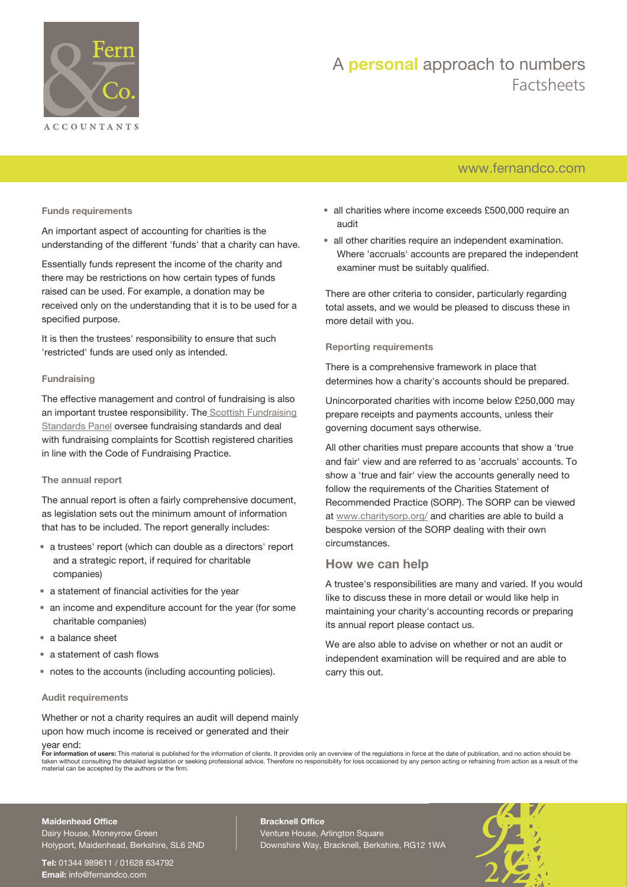### Funds requirements

An important aspect of accounting for charities is the understanding of the different 'funds' that a charity can have.

Essentially funds represent the income of the charity and there may be restrictions on how certain types of funds raised can be used. For example, a donation may be received only on the understanding that it is to be used for a specified purpose.

It is then the trustees' responsibility to ensure that such 'restricted' funds are used only as intended.

### Fundraising

The effective management and control of fundraising is also an important trustee responsibility. The Scottish Fundraising Standards Panel oversee fundraising standards and deal with fundraising complaints for Scottish registered charities in line with the Code of Fundraising Practice.

### The annual report

The annual report is often a fairly comprehensive document, as legislation sets out the minimum amount of information that has to be included. The report generally includes:

- a trustees' report (which can double as a directors' report and a strategic report, if required for charitable companies)
- a statement of financial activities for the year
- an income and expenditure account for the year (for some charitable companies)
- a balance sheet
- a statement of cash flows
- notes to the accounts (including accounting policies).

### Audit requirements

Whether or not a charity requires an audit will depend mainly upon how much income is received or generated and their year end:

- all charities where income exceeds £500,000 require an audit
- all other charities require an independent examination. Where 'accruals' accounts are prepared the independent examiner must be suitably qualified.

There are other criteria to consider, particularly regarding total assets, and we would be pleased to discuss these in more detail with you.

### Reporting requirements

There is a comprehensive framework in place that determines how a charity's accounts should be prepared.

Unincorporated charities with income below £250,000 may prepare receipts and payments accounts, unless their governing document says otherwise.

All other charities must prepare accounts that show a 'true and fair' view and are referred to as 'accruals' accounts. To show a 'true and fair' view the accounts generally need to follow the requirements of the Charities Statement of Recommended Practice (SORP). The SORP can be viewed at www.charitysorp.org/ and charities are able to build a bespoke version of the SORP dealing with their own circumstances.

## How we can help

A trustee's responsibilities are many and varied. If you would like to discuss these in more detail or would like help in maintaining your charity's accounting records or preparing its annual report please contact us.

We are also able to advise on whether or not an audit or independent examination will be required and are able to carry this out.

**For information of users:** This material is published for the information of clients. It provides only an overview of the regulations in force at the date of publication, and no action should be taken without consulting the detailed legislation or seeking professional advice. Therefore no responsibility for loss occasioned by any person acting or refraining from action as a result of the material can be accepted by the authors or the firm.